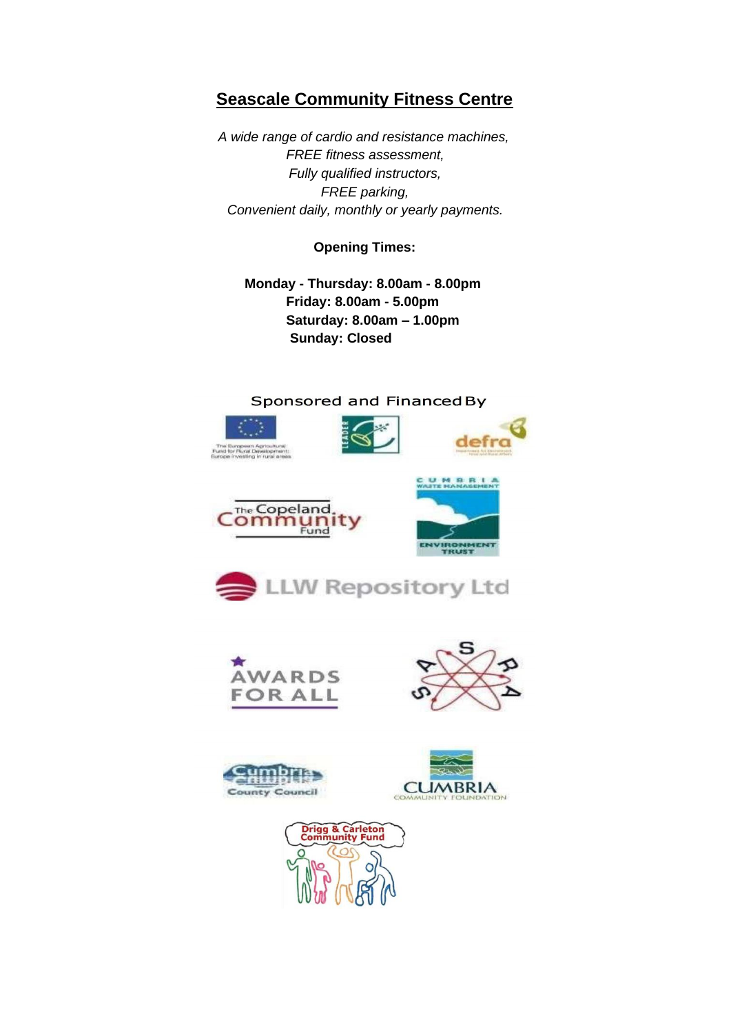# Seascale Community Fitness Centre

*A wide range of cardio and resistance machines,*
*FREE fitness assessment,*
*Fully qualified instructors,*
*FREE parking,*
*Convenient daily, monthly or yearly payments.*

**Opening Times:**

**Monday - Thursday: 8.00am - 8.00pm**
**Friday: 8.00am - 5.00pm**
**Saturday: 8.00am – 1.00pm**
**Sunday: Closed**

Sponsored and Financed By

The European Agricultural Fund for Rural Development: Europe investing in rural areas

LEADER

defra

The Copeland Community Fund

Cumbria Waste Management Environment Trust

LLW Repository Ltd

Awards for All

SASRA

Cumbria County Council

Cumbria Community Foundation

Drigg & Carleton Community Fund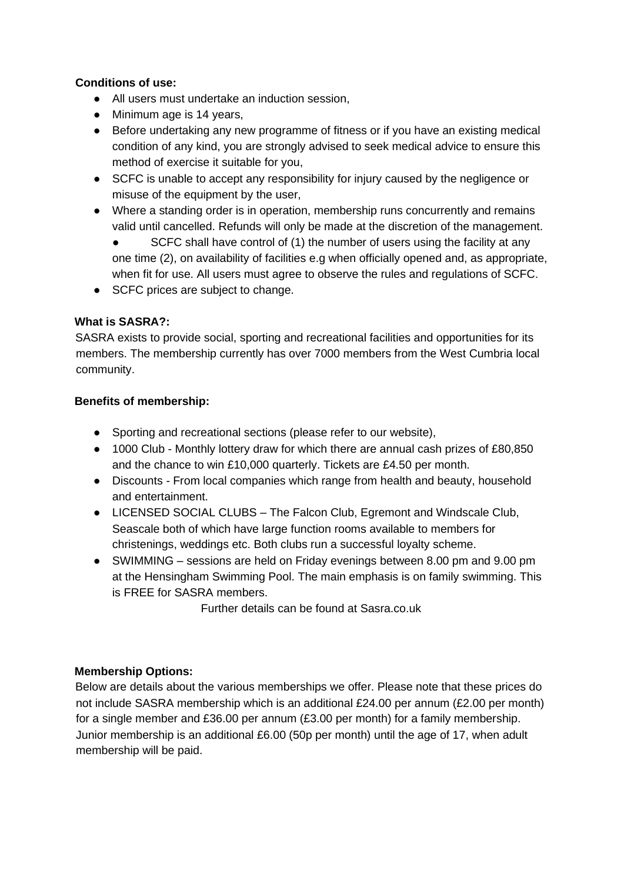**Conditions of use:**

- All users must undertake an induction session,
- Minimum age is 14 years,
- Before undertaking any new programme of fitness or if you have an existing medical condition of any kind, you are strongly advised to seek medical advice to ensure this method of exercise it suitable for you,
- SCFC is unable to accept any responsibility for injury caused by the negligence or misuse of the equipment by the user,
- Where a standing order is in operation, membership runs concurrently and remains valid until cancelled. Refunds will only be made at the discretion of the management.
- SCFC shall have control of (1) the number of users using the facility at any one time (2), on availability of facilities e.g when officially opened and, as appropriate, when fit for use. All users must agree to observe the rules and regulations of SCFC.
- SCFC prices are subject to change.

**What is SASRA?:**

SASRA exists to provide social, sporting and recreational facilities and opportunities for its members. The membership currently has over 7000 members from the West Cumbria local community.

**Benefits of membership:**

- Sporting and recreational sections (please refer to our website),
- 1000 Club - Monthly lottery draw for which there are annual cash prizes of £80,850 and the chance to win £10,000 quarterly. Tickets are £4.50 per month.
- Discounts - From local companies which range from health and beauty, household and entertainment.
- LICENSED SOCIAL CLUBS – The Falcon Club, Egremont and Windscale Club, Seascale both of which have large function rooms available to members for christenings, weddings etc. Both clubs run a successful loyalty scheme.
- SWIMMING – sessions are held on Friday evenings between 8.00 pm and 9.00 pm at the Hensingham Swimming Pool. The main emphasis is on family swimming. This is FREE for SASRA members.

Further details can be found at Sasra.co.uk

**Membership Options:**

Below are details about the various memberships we offer. Please note that these prices do not include SASRA membership which is an additional £24.00 per annum (£2.00 per month) for a single member and £36.00 per annum (£3.00 per month) for a family membership. Junior membership is an additional £6.00 (50p per month) until the age of 17, when adult membership will be paid.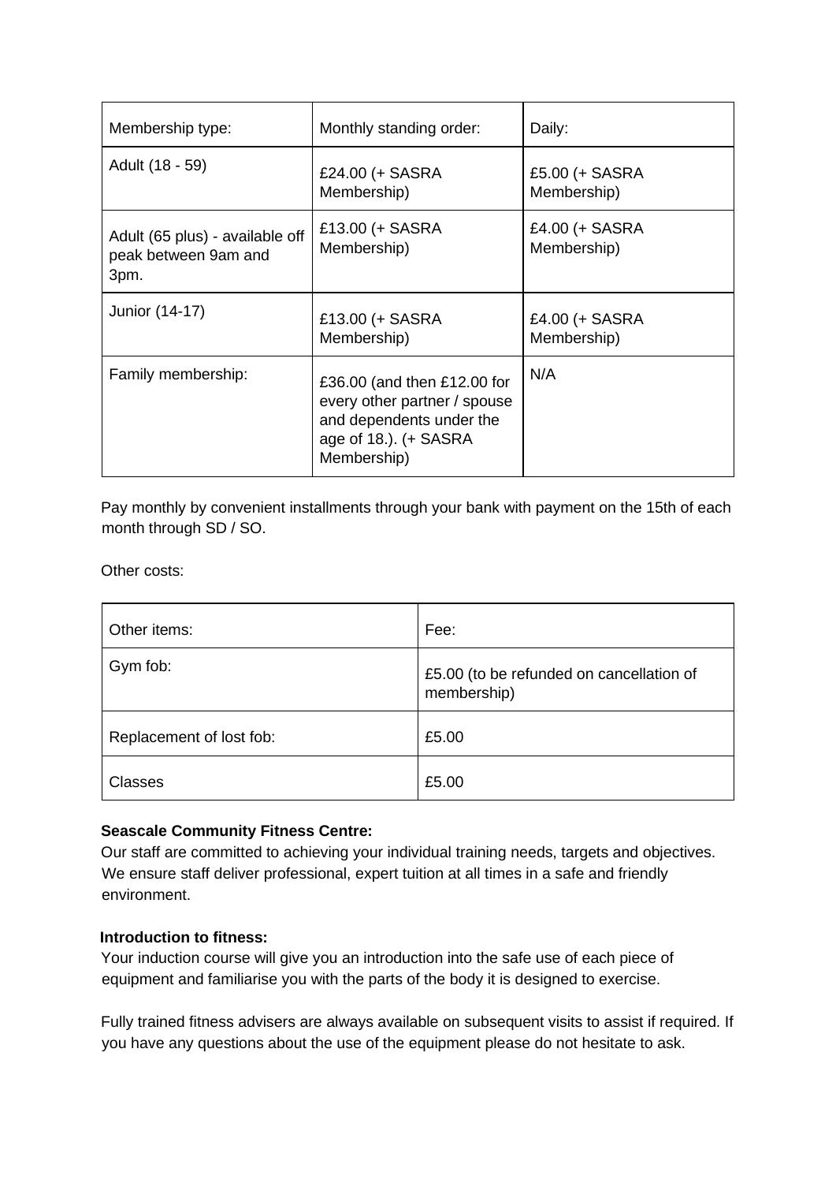| Membership type: | Monthly standing order: | Daily: |
|---|---|---|
| Adult (18 - 59) | £24.00 (+ SASRA Membership) | £5.00 (+ SASRA Membership) |
| Adult (65 plus) - available off peak between 9am and 3pm. | £13.00 (+ SASRA Membership) | £4.00 (+ SASRA Membership) |
| Junior (14-17) | £13.00 (+ SASRA Membership) | £4.00 (+ SASRA Membership) |
| Family membership: | £36.00 (and then £12.00 for every other partner / spouse and dependents under the age of 18.). (+ SASRA Membership) | N/A |

Pay monthly by convenient installments through your bank with payment on the 15th of each month through SD / SO.

Other costs:

| Other items: | Fee: |
|---|---|
| Gym fob: | £5.00 (to be refunded on cancellation of membership) |
| Replacement of lost fob: | £5.00 |
| Classes | £5.00 |

**Seascale Community Fitness Centre:**
Our staff are committed to achieving your individual training needs, targets and objectives. We ensure staff deliver professional, expert tuition at all times in a safe and friendly environment.

**Introduction to fitness:**
Your induction course will give you an introduction into the safe use of each piece of equipment and familiarise you with the parts of the body it is designed to exercise.

Fully trained fitness advisers are always available on subsequent visits to assist if required. If you have any questions about the use of the equipment please do not hesitate to ask.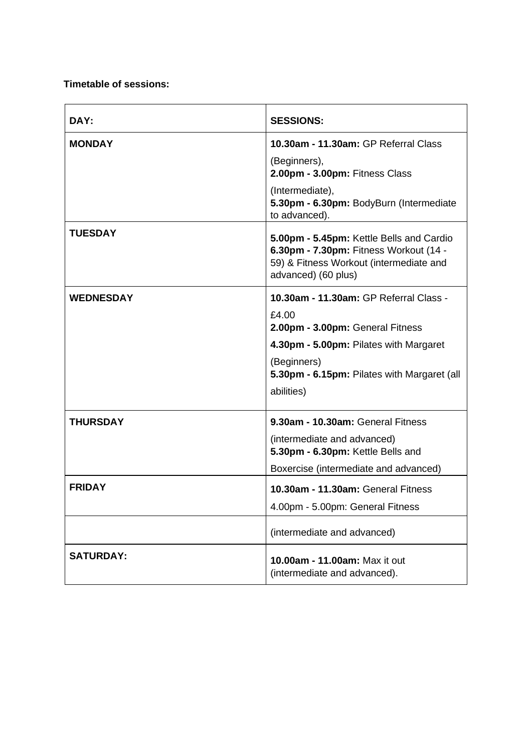**Timetable of sessions:**

| DAY: | SESSIONS: |
|---|---|
| **MONDAY** | **10.30am - 11.30am:** GP Referral Class (Beginners), **2.00pm - 3.00pm:** Fitness Class (Intermediate), **5.30pm - 6.30pm:** BodyBurn (Intermediate to advanced). |
| **TUESDAY** | **5.00pm - 5.45pm:** Kettle Bells and Cardio **6.30pm - 7.30pm:** Fitness Workout (14 - 59) & Fitness Workout (intermediate and advanced) (60 plus) |
| **WEDNESDAY** | **10.30am - 11.30am:** GP Referral Class - £4.00 **2.00pm - 3.00pm:** General Fitness **4.30pm - 5.00pm:** Pilates with Margaret (Beginners) **5.30pm - 6.15pm:** Pilates with Margaret (all abilities) |
| **THURSDAY** | **9.30am - 10.30am:** General Fitness (intermediate and advanced) **5.30pm - 6.30pm:** Kettle Bells and Boxercise (intermediate and advanced) |
| **FRIDAY** | **10.30am - 11.30am:** General Fitness 4.00pm - 5.00pm: General Fitness |
| | (intermediate and advanced) |
| **SATURDAY:** | **10.00am - 11.00am:** Max it out (intermediate and advanced). |